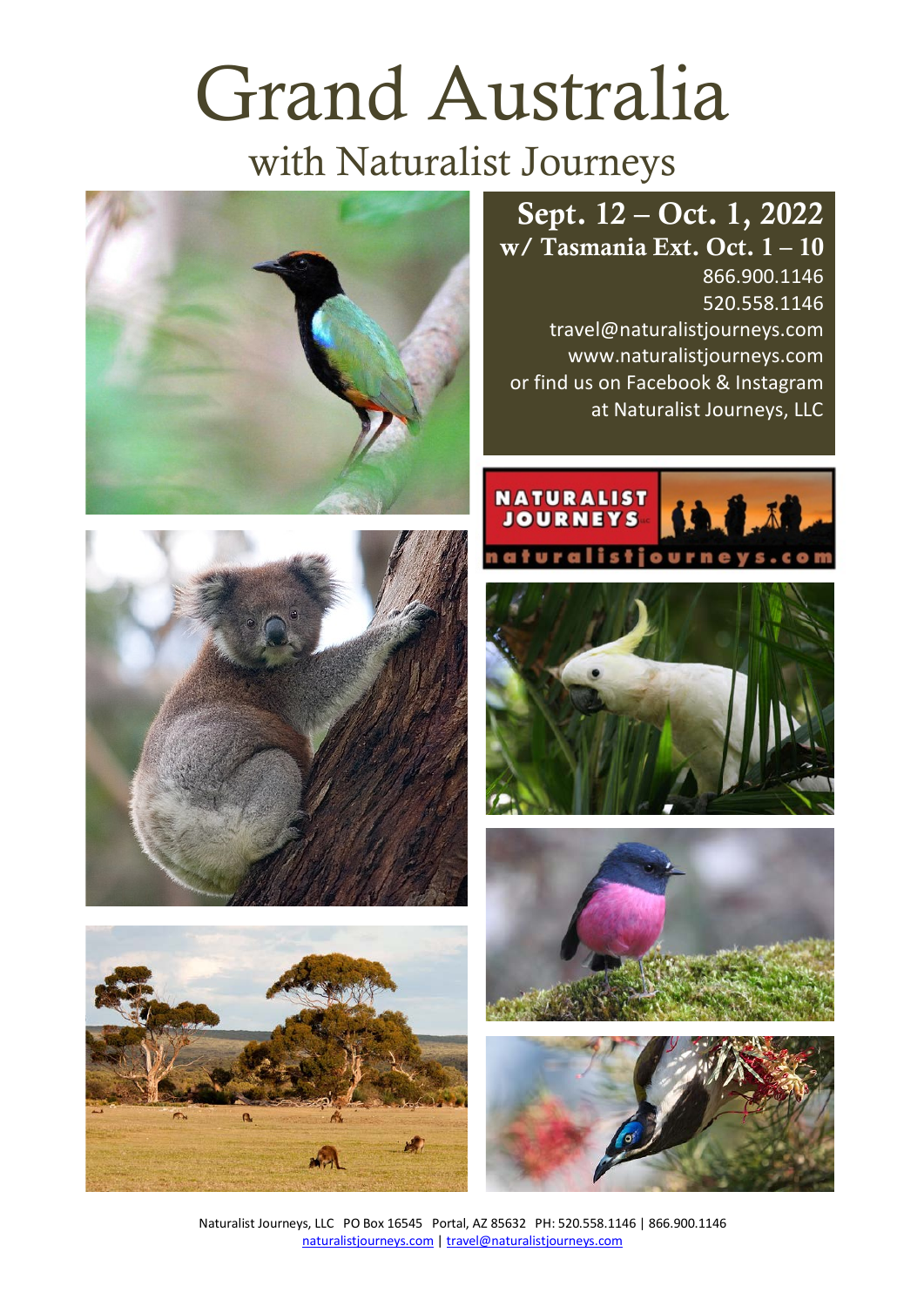# Grand Australia

## with Naturalist Journeys

**Sept. 12 – Oct. 1, 2022**
**w/ Tasmania Ext. Oct. 1 – 10**

866.900.1146
520.558.1146
travel@naturalistjourneys.com
www.naturalistjourneys.com
or find us on Facebook & Instagram
at Naturalist Journeys, LLC

Naturalist Journeys, LLC PO Box 16545 Portal, AZ 85632 PH: 520.558.1146 | 866.900.1146
naturalistjourneys.com | travel@naturalistjourneys.com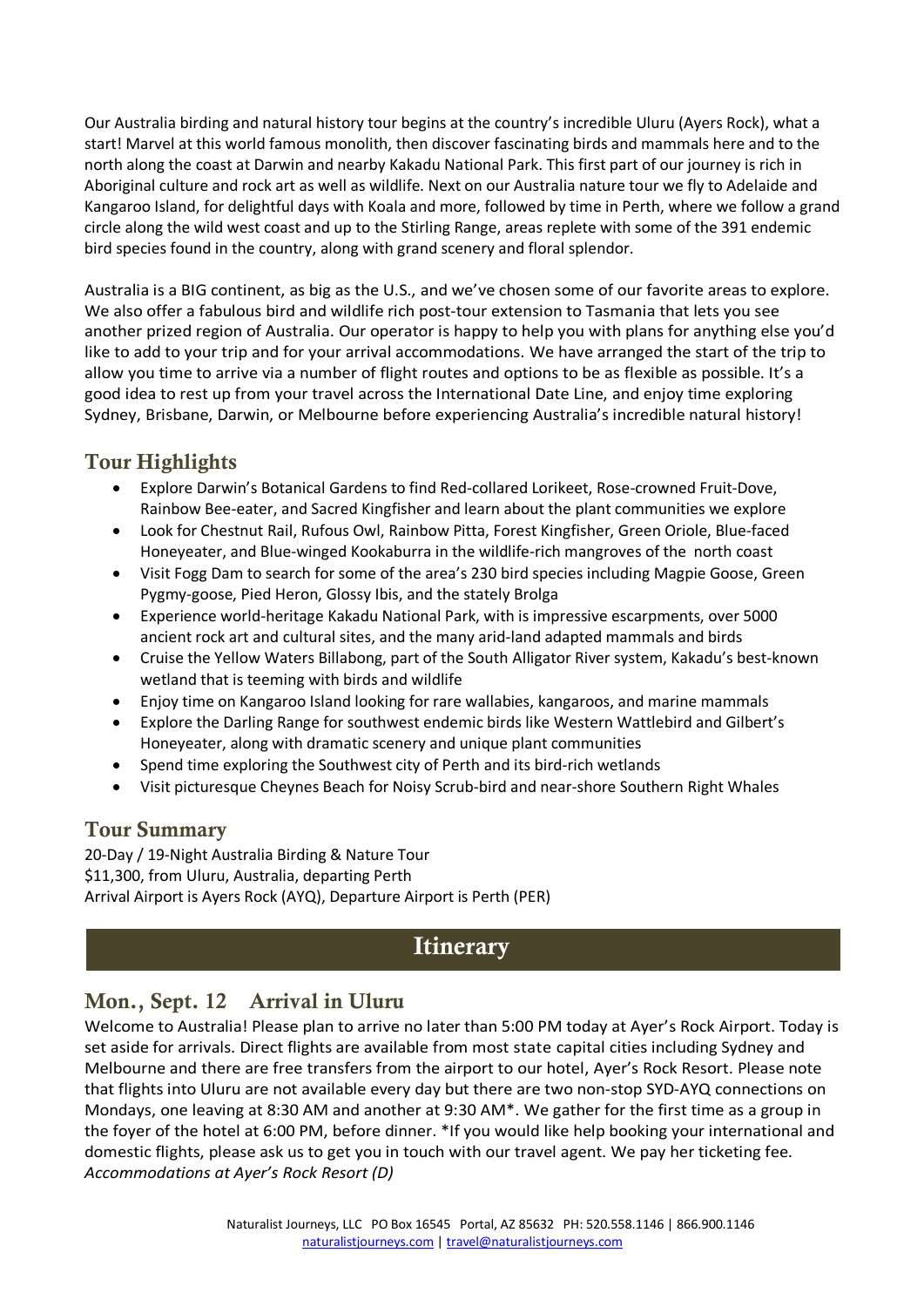Our Australia birding and natural history tour begins at the country's incredible Uluru (Ayers Rock), what a start! Marvel at this world famous monolith, then discover fascinating birds and mammals here and to the north along the coast at Darwin and nearby Kakadu National Park. This first part of our journey is rich in Aboriginal culture and rock art as well as wildlife. Next on our Australia nature tour we fly to Adelaide and Kangaroo Island, for delightful days with Koala and more, followed by time in Perth, where we follow a grand circle along the wild west coast and up to the Stirling Range, areas replete with some of the 391 endemic bird species found in the country, along with grand scenery and floral splendor.

Australia is a BIG continent, as big as the U.S., and we've chosen some of our favorite areas to explore. We also offer a fabulous bird and wildlife rich post-tour extension to Tasmania that lets you see another prized region of Australia. Our operator is happy to help you with plans for anything else you'd like to add to your trip and for your arrival accommodations. We have arranged the start of the trip to allow you time to arrive via a number of flight routes and options to be as flexible as possible. It's a good idea to rest up from your travel across the International Date Line, and enjoy time exploring Sydney, Brisbane, Darwin, or Melbourne before experiencing Australia's incredible natural history!

## Tour Highlights

- Explore Darwin's Botanical Gardens to find Red-collared Lorikeet, Rose-crowned Fruit-Dove, Rainbow Bee-eater, and Sacred Kingfisher and learn about the plant communities we explore
- Look for Chestnut Rail, Rufous Owl, Rainbow Pitta, Forest Kingfisher, Green Oriole, Blue-faced Honeyeater, and Blue-winged Kookaburra in the wildlife-rich mangroves of the north coast
- Visit Fogg Dam to search for some of the area's 230 bird species including Magpie Goose, Green Pygmy-goose, Pied Heron, Glossy Ibis, and the stately Brolga
- Experience world-heritage Kakadu National Park, with is impressive escarpments, over 5000 ancient rock art and cultural sites, and the many arid-land adapted mammals and birds
- Cruise the Yellow Waters Billabong, part of the South Alligator River system, Kakadu's best-known wetland that is teeming with birds and wildlife
- Enjoy time on Kangaroo Island looking for rare wallabies, kangaroos, and marine mammals
- Explore the Darling Range for southwest endemic birds like Western Wattlebird and Gilbert's Honeyeater, along with dramatic scenery and unique plant communities
- Spend time exploring the Southwest city of Perth and its bird-rich wetlands
- Visit picturesque Cheynes Beach for Noisy Scrub-bird and near-shore Southern Right Whales

## Tour Summary

20-Day / 19-Night Australia Birding & Nature Tour
$11,300, from Uluru, Australia, departing Perth
Arrival Airport is Ayers Rock (AYQ), Departure Airport is Perth (PER)

# Itinerary

## Mon., Sept. 12 Arrival in Uluru

Welcome to Australia! Please plan to arrive no later than 5:00 PM today at Ayer's Rock Airport. Today is set aside for arrivals. Direct flights are available from most state capital cities including Sydney and Melbourne and there are free transfers from the airport to our hotel, Ayer's Rock Resort. Please note that flights into Uluru are not available every day but there are two non-stop SYD-AYQ connections on Mondays, one leaving at 8:30 AM and another at 9:30 AM*. We gather for the first time as a group in the foyer of the hotel at 6:00 PM, before dinner. *If you would like help booking your international and domestic flights, please ask us to get you in touch with our travel agent. We pay her ticketing fee.
*Accommodations at Ayer's Rock Resort (D)*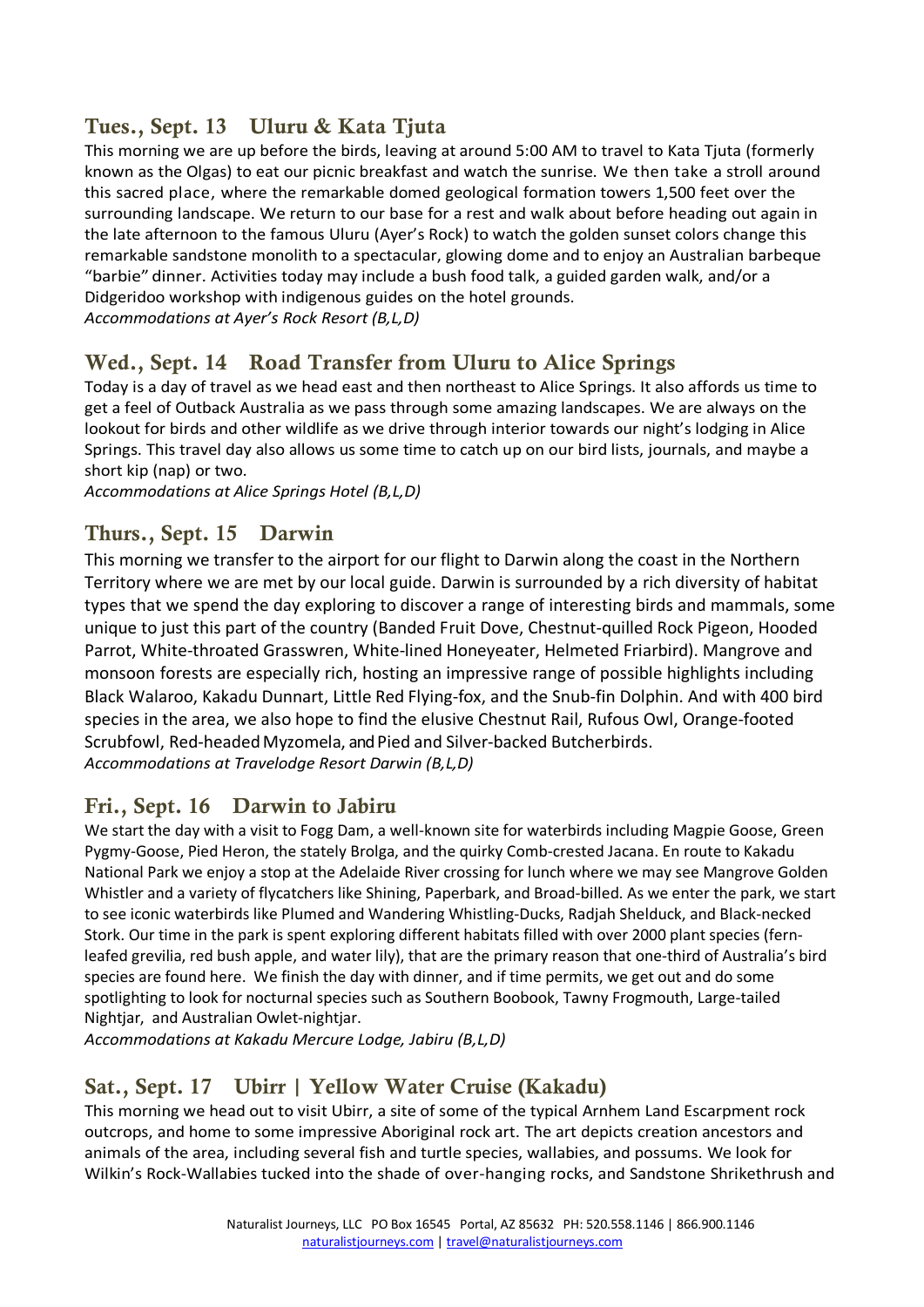## Tues., Sept. 13 Uluru & Kata Tjuta

This morning we are up before the birds, leaving at around 5:00 AM to travel to Kata Tjuta (formerly known as the Olgas) to eat our picnic breakfast and watch the sunrise. We then take a stroll around this sacred place, where the remarkable domed geological formation towers 1,500 feet over the surrounding landscape. We return to our base for a rest and walk about before heading out again in the late afternoon to the famous Uluru (Ayer's Rock) to watch the golden sunset colors change this remarkable sandstone monolith to a spectacular, glowing dome and to enjoy an Australian barbeque "barbie" dinner. Activities today may include a bush food talk, a guided garden walk, and/or a Didgeridoo workshop with indigenous guides on the hotel grounds.
*Accommodations at Ayer's Rock Resort (B,L,D)*

## Wed., Sept. 14 Road Transfer from Uluru to Alice Springs

Today is a day of travel as we head east and then northeast to Alice Springs. It also affords us time to get a feel of Outback Australia as we pass through some amazing landscapes. We are always on the lookout for birds and other wildlife as we drive through interior towards our night's lodging in Alice Springs. This travel day also allows us some time to catch up on our bird lists, journals, and maybe a short kip (nap) or two.
*Accommodations at Alice Springs Hotel (B,L,D)*

## Thurs., Sept. 15 Darwin

This morning we transfer to the airport for our flight to Darwin along the coast in the Northern Territory where we are met by our local guide. Darwin is surrounded by a rich diversity of habitat types that we spend the day exploring to discover a range of interesting birds and mammals, some unique to just this part of the country (Banded Fruit Dove, Chestnut-quilled Rock Pigeon, Hooded Parrot, White-throated Grasswren, White-lined Honeyeater, Helmeted Friarbird). Mangrove and monsoon forests are especially rich, hosting an impressive range of possible highlights including Black Walaroo, Kakadu Dunnart, Little Red Flying-fox, and the Snub-fin Dolphin. And with 400 bird species in the area, we also hope to find the elusive Chestnut Rail, Rufous Owl, Orange-footed Scrubfowl, Red-headed Myzomela, and Pied and Silver-backed Butcherbirds.
*Accommodations at Travelodge Resort Darwin (B,L,D)*

## Fri., Sept. 16 Darwin to Jabiru

We start the day with a visit to Fogg Dam, a well-known site for waterbirds including Magpie Goose, Green Pygmy-Goose, Pied Heron, the stately Brolga, and the quirky Comb-crested Jacana. En route to Kakadu National Park we enjoy a stop at the Adelaide River crossing for lunch where we may see Mangrove Golden Whistler and a variety of flycatchers like Shining, Paperbark, and Broad-billed. As we enter the park, we start to see iconic waterbirds like Plumed and Wandering Whistling-Ducks, Radjah Shelduck, and Black-necked Stork. Our time in the park is spent exploring different habitats filled with over 2000 plant species (fern-leafed grevilia, red bush apple, and water lily), that are the primary reason that one-third of Australia's bird species are found here. We finish the day with dinner, and if time permits, we get out and do some spotlighting to look for nocturnal species such as Southern Boobook, Tawny Frogmouth, Large-tailed Nightjar, and Australian Owlet-nightjar.
*Accommodations at Kakadu Mercure Lodge, Jabiru (B,L,D)*

## Sat., Sept. 17 Ubirr | Yellow Water Cruise (Kakadu)

This morning we head out to visit Ubirr, a site of some of the typical Arnhem Land Escarpment rock outcrops, and home to some impressive Aboriginal rock art. The art depicts creation ancestors and animals of the area, including several fish and turtle species, wallabies, and possums. We look for Wilkin's Rock-Wallabies tucked into the shade of over-hanging rocks, and Sandstone Shrikethrush and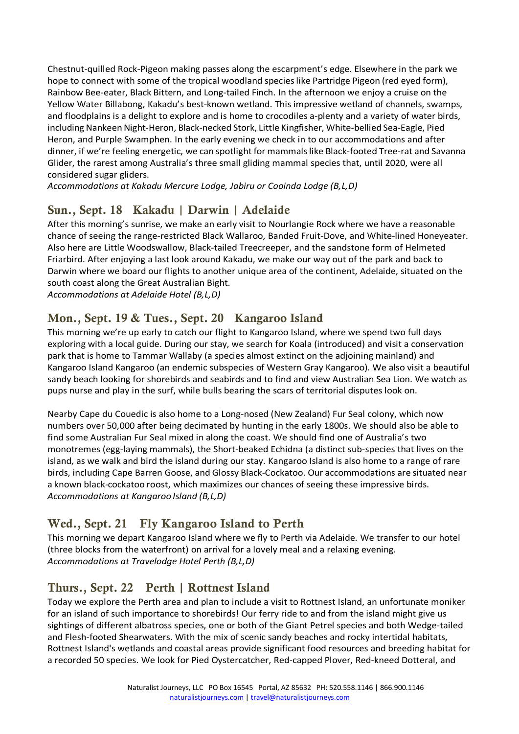Chestnut-quilled Rock-Pigeon making passes along the escarpment's edge. Elsewhere in the park we hope to connect with some of the tropical woodland species like Partridge Pigeon (red eyed form), Rainbow Bee-eater, Black Bittern, and Long-tailed Finch. In the afternoon we enjoy a cruise on the Yellow Water Billabong, Kakadu's best-known wetland. This impressive wetland of channels, swamps, and floodplains is a delight to explore and is home to crocodiles a-plenty and a variety of water birds, including Nankeen Night-Heron, Black-necked Stork, Little Kingfisher, White-bellied Sea-Eagle, Pied Heron, and Purple Swamphen. In the early evening we check in to our accommodations and after dinner, if we're feeling energetic, we can spotlight for mammals like Black-footed Tree-rat and Savanna Glider, the rarest among Australia's three small gliding mammal species that, until 2020, were all considered sugar gliders.

*Accommodations at Kakadu Mercure Lodge, Jabiru or Cooinda Lodge (B,L,D)*

## Sun., Sept. 18 Kakadu | Darwin | Adelaide

After this morning's sunrise, we make an early visit to Nourlangie Rock where we have a reasonable chance of seeing the range-restricted Black Wallaroo, Banded Fruit-Dove, and White-lined Honeyeater. Also here are Little Woodswallow, Black-tailed Treecreeper, and the sandstone form of Helmeted Friarbird. After enjoying a last look around Kakadu, we make our way out of the park and back to Darwin where we board our flights to another unique area of the continent, Adelaide, situated on the south coast along the Great Australian Bight.

*Accommodations at Adelaide Hotel (B,L,D)*

## Mon., Sept. 19 & Tues., Sept. 20 Kangaroo Island

This morning we're up early to catch our flight to Kangaroo Island, where we spend two full days exploring with a local guide. During our stay, we search for Koala (introduced) and visit a conservation park that is home to Tammar Wallaby (a species almost extinct on the adjoining mainland) and Kangaroo Island Kangaroo (an endemic subspecies of Western Gray Kangaroo). We also visit a beautiful sandy beach looking for shorebirds and seabirds and to find and view Australian Sea Lion. We watch as pups nurse and play in the surf, while bulls bearing the scars of territorial disputes look on.

Nearby Cape du Couedic is also home to a Long-nosed (New Zealand) Fur Seal colony, which now numbers over 50,000 after being decimated by hunting in the early 1800s. We should also be able to find some Australian Fur Seal mixed in along the coast. We should find one of Australia's two monotremes (egg-laying mammals), the Short-beaked Echidna (a distinct sub-species that lives on the island, as we walk and bird the island during our stay. Kangaroo Island is also home to a range of rare birds, including Cape Barren Goose, and Glossy Black-Cockatoo. Our accommodations are situated near a known black-cockatoo roost, which maximizes our chances of seeing these impressive birds.

*Accommodations at Kangaroo Island (B,L,D)*

## Wed., Sept. 21 Fly Kangaroo Island to Perth

This morning we depart Kangaroo Island where we fly to Perth via Adelaide. We transfer to our hotel (three blocks from the waterfront) on arrival for a lovely meal and a relaxing evening.

*Accommodations at Travelodge Hotel Perth (B,L,D)*

## Thurs., Sept. 22 Perth | Rottnest Island

Today we explore the Perth area and plan to include a visit to Rottnest Island, an unfortunate moniker for an island of such importance to shorebirds! Our ferry ride to and from the island might give us sightings of different albatross species, one or both of the Giant Petrel species and both Wedge-tailed and Flesh-footed Shearwaters. With the mix of scenic sandy beaches and rocky intertidal habitats, Rottnest Island's wetlands and coastal areas provide significant food resources and breeding habitat for a recorded 50 species. We look for Pied Oystercatcher, Red-capped Plover, Red-kneed Dotteral, and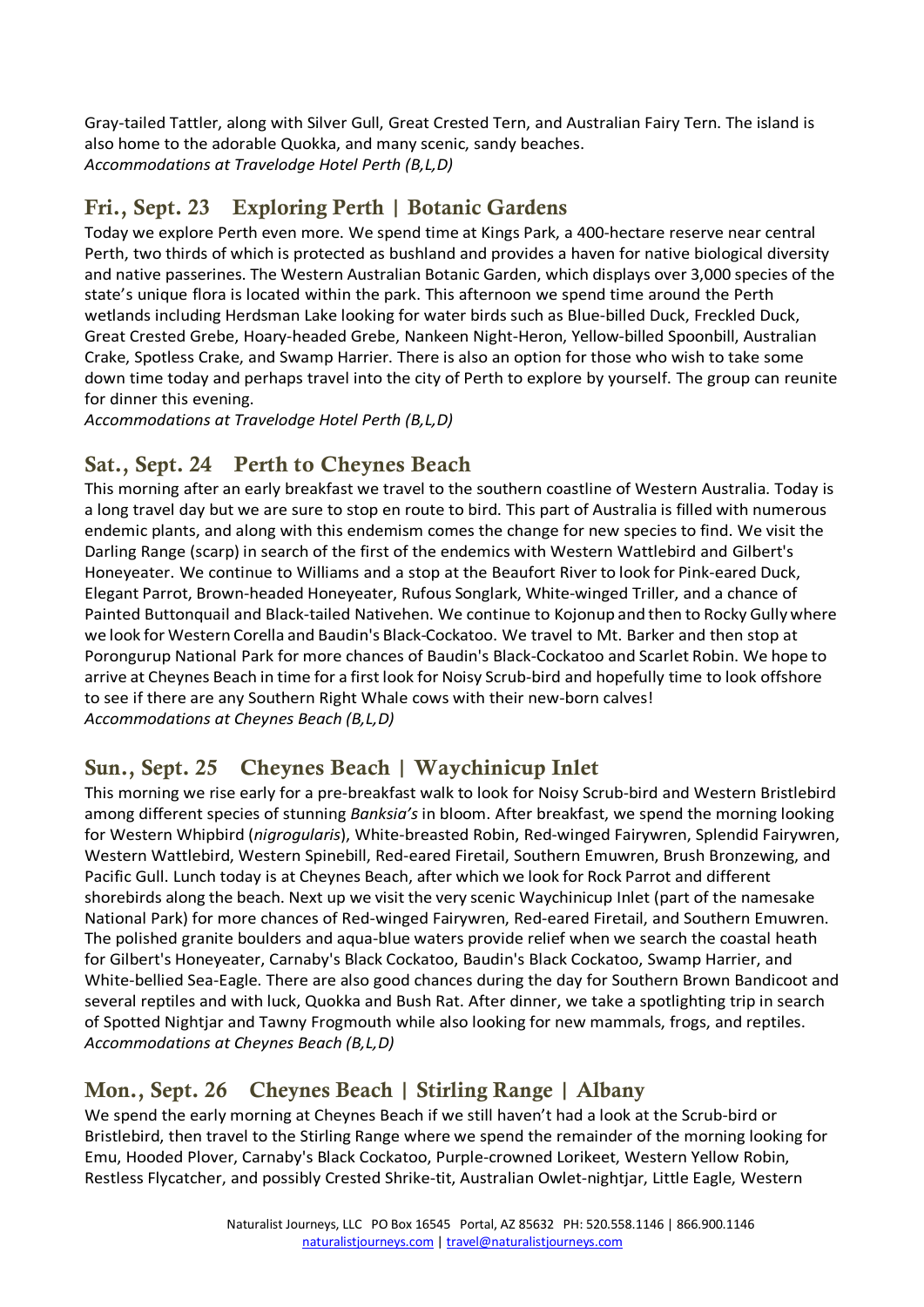Gray-tailed Tattler, along with Silver Gull, Great Crested Tern, and Australian Fairy Tern. The island is also home to the adorable Quokka, and many scenic, sandy beaches.
*Accommodations at Travelodge Hotel Perth (B,L,D)*

## Fri., Sept. 23 Exploring Perth | Botanic Gardens

Today we explore Perth even more. We spend time at Kings Park, a 400-hectare reserve near central Perth, two thirds of which is protected as bushland and provides a haven for native biological diversity and native passerines. The Western Australian Botanic Garden, which displays over 3,000 species of the state's unique flora is located within the park. This afternoon we spend time around the Perth wetlands including Herdsman Lake looking for water birds such as Blue-billed Duck, Freckled Duck, Great Crested Grebe, Hoary-headed Grebe, Nankeen Night-Heron, Yellow-billed Spoonbill, Australian Crake, Spotless Crake, and Swamp Harrier. There is also an option for those who wish to take some down time today and perhaps travel into the city of Perth to explore by yourself. The group can reunite for dinner this evening.
*Accommodations at Travelodge Hotel Perth (B,L,D)*

## Sat., Sept. 24 Perth to Cheynes Beach

This morning after an early breakfast we travel to the southern coastline of Western Australia. Today is a long travel day but we are sure to stop en route to bird. This part of Australia is filled with numerous endemic plants, and along with this endemism comes the change for new species to find. We visit the Darling Range (scarp) in search of the first of the endemics with Western Wattlebird and Gilbert's Honeyeater. We continue to Williams and a stop at the Beaufort River to look for Pink-eared Duck, Elegant Parrot, Brown-headed Honeyeater, Rufous Songlark, White-winged Triller, and a chance of Painted Buttonquail and Black-tailed Nativehen. We continue to Kojonup and then to Rocky Gully where we look for Western Corella and Baudin's Black-Cockatoo. We travel to Mt. Barker and then stop at Porongurup National Park for more chances of Baudin's Black-Cockatoo and Scarlet Robin. We hope to arrive at Cheynes Beach in time for a first look for Noisy Scrub-bird and hopefully time to look offshore to see if there are any Southern Right Whale cows with their new-born calves!
*Accommodations at Cheynes Beach (B,L,D)*

## Sun., Sept. 25 Cheynes Beach | Waychinicup Inlet

This morning we rise early for a pre-breakfast walk to look for Noisy Scrub-bird and Western Bristlebird among different species of stunning *Banksia's* in bloom. After breakfast, we spend the morning looking for Western Whipbird (*nigrogularis*), White-breasted Robin, Red-winged Fairywren, Splendid Fairywren, Western Wattlebird, Western Spinebill, Red-eared Firetail, Southern Emuwren, Brush Bronzewing, and Pacific Gull. Lunch today is at Cheynes Beach, after which we look for Rock Parrot and different shorebirds along the beach. Next up we visit the very scenic Waychinicup Inlet (part of the namesake National Park) for more chances of Red-winged Fairywren, Red-eared Firetail, and Southern Emuwren. The polished granite boulders and aqua-blue waters provide relief when we search the coastal heath for Gilbert's Honeyeater, Carnaby's Black Cockatoo, Baudin's Black Cockatoo, Swamp Harrier, and White-bellied Sea-Eagle. There are also good chances during the day for Southern Brown Bandicoot and several reptiles and with luck, Quokka and Bush Rat. After dinner, we take a spotlighting trip in search of Spotted Nightjar and Tawny Frogmouth while also looking for new mammals, frogs, and reptiles.
*Accommodations at Cheynes Beach (B,L,D)*

## Mon., Sept. 26 Cheynes Beach | Stirling Range | Albany

We spend the early morning at Cheynes Beach if we still haven't had a look at the Scrub-bird or Bristlebird, then travel to the Stirling Range where we spend the remainder of the morning looking for Emu, Hooded Plover, Carnaby's Black Cockatoo, Purple-crowned Lorikeet, Western Yellow Robin, Restless Flycatcher, and possibly Crested Shrike-tit, Australian Owlet-nightjar, Little Eagle, Western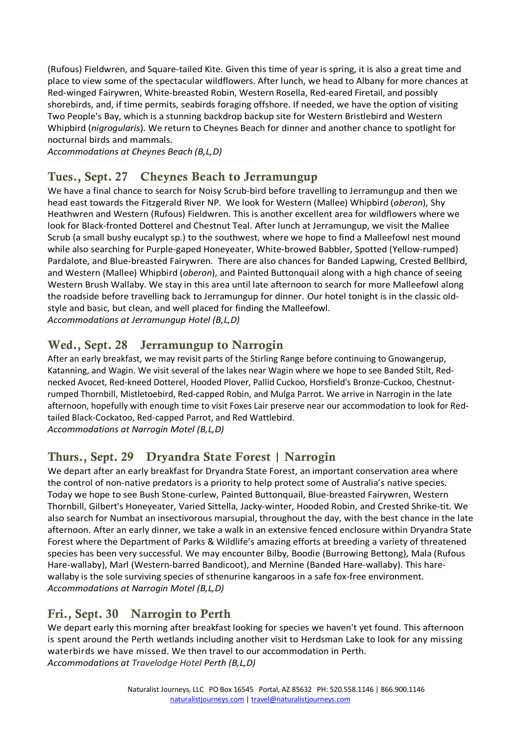(Rufous) Fieldwren, and Square-tailed Kite. Given this time of year is spring, it is also a great time and place to view some of the spectacular wildflowers. After lunch, we head to Albany for more chances at Red-winged Fairywren, White-breasted Robin, Western Rosella, Red-eared Firetail, and possibly shorebirds, and, if time permits, seabirds foraging offshore. If needed, we have the option of visiting Two People's Bay, which is a stunning backdrop backup site for Western Bristlebird and Western Whipbird (*nigrogularis*). We return to Cheynes Beach for dinner and another chance to spotlight for nocturnal birds and mammals.
*Accommodations at Cheynes Beach (B,L,D)*

## Tues., Sept. 27 Cheynes Beach to Jerramungup

We have a final chance to search for Noisy Scrub-bird before travelling to Jerramungup and then we head east towards the Fitzgerald River NP. We look for Western (Mallee) Whipbird (*oberon*), Shy Heathwren and Western (Rufous) Fieldwren. This is another excellent area for wildflowers where we look for Black-fronted Dotterel and Chestnut Teal. After lunch at Jerramungup, we visit the Mallee Scrub (a small bushy eucalypt sp.) to the southwest, where we hope to find a Malleefowl nest mound while also searching for Purple-gaped Honeyeater, White-browed Babbler, Spotted (Yellow-rumped) Pardalote, and Blue-breasted Fairywren. There are also chances for Banded Lapwing, Crested Bellbird, and Western (Mallee) Whipbird (*oberon*), and Painted Buttonquail along with a high chance of seeing Western Brush Wallaby. We stay in this area until late afternoon to search for more Malleefowl along the roadside before travelling back to Jerramungup for dinner. Our hotel tonight is in the classic old-style and basic, but clean, and well placed for finding the Malleefowl.
*Accommodations at Jerramungup Hotel (B,L,D)*

## Wed., Sept. 28 Jerramungup to Narrogin

After an early breakfast, we may revisit parts of the Stirling Range before continuing to Gnowangerup, Katanning, and Wagin. We visit several of the lakes near Wagin where we hope to see Banded Stilt, Red-necked Avocet, Red-kneed Dotterel, Hooded Plover, Pallid Cuckoo, Horsfield's Bronze-Cuckoo, Chestnut-rumped Thornbill, Mistletoebird, Red-capped Robin, and Mulga Parrot. We arrive in Narrogin in the late afternoon, hopefully with enough time to visit Foxes Lair preserve near our accommodation to look for Red-tailed Black-Cockatoo, Red-capped Parrot, and Red Wattlebird.
*Accommodations at Narrogin Motel (B,L,D)*

## Thurs., Sept. 29 Dryandra State Forest | Narrogin

We depart after an early breakfast for Dryandra State Forest, an important conservation area where the control of non-native predators is a priority to help protect some of Australia's native species. Today we hope to see Bush Stone-curlew, Painted Buttonquail, Blue-breasted Fairywren, Western Thornbill, Gilbert's Honeyeater, Varied Sittella, Jacky-winter, Hooded Robin, and Crested Shrike-tit. We also search for Numbat an insectivorous marsupial, throughout the day, with the best chance in the late afternoon. After an early dinner, we take a walk in an extensive fenced enclosure within Dryandra State Forest where the Department of Parks & Wildlife's amazing efforts at breeding a variety of threatened species has been very successful. We may encounter Bilby, Boodie (Burrowing Bettong), Mala (Rufous Hare-wallaby), Marl (Western-barred Bandicoot), and Mernine (Banded Hare-wallaby). This hare-wallaby is the sole surviving species of sthenurine kangaroos in a safe fox-free environment.
*Accommodations at Narrogin Motel (B,L,D)*

## Fri., Sept. 30 Narrogin to Perth

We depart early this morning after breakfast looking for species we haven't yet found. This afternoon is spent around the Perth wetlands including another visit to Herdsman Lake to look for any missing waterbirds we have missed. We then travel to our accommodation in Perth.
*Accommodations at Travelodge Hotel Perth (B,L,D)*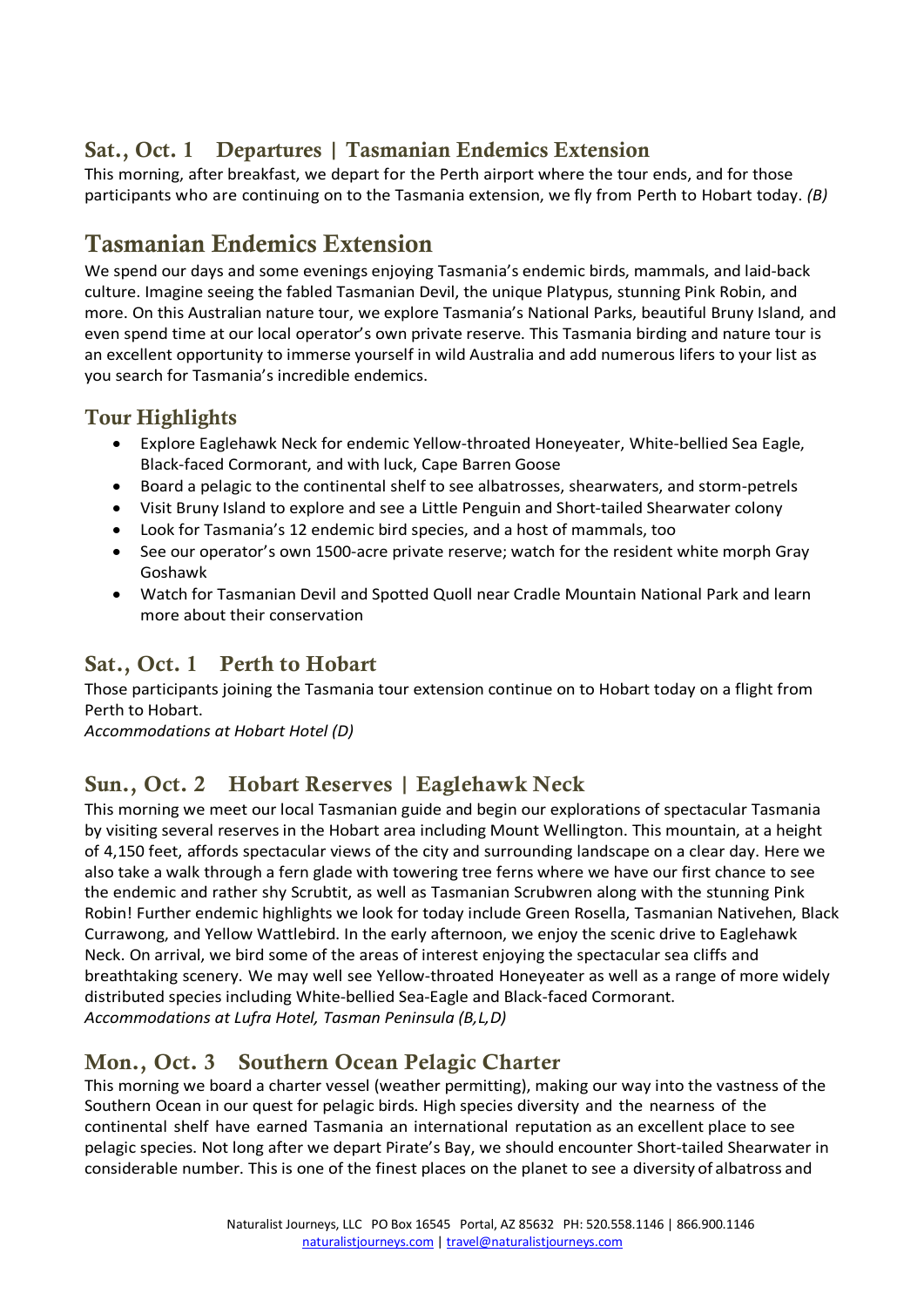## Sat., Oct. 1 Departures | Tasmanian Endemics Extension

This morning, after breakfast, we depart for the Perth airport where the tour ends, and for those participants who are continuing on to the Tasmania extension, we fly from Perth to Hobart today. *(B)*

# Tasmanian Endemics Extension

We spend our days and some evenings enjoying Tasmania's endemic birds, mammals, and laid-back culture. Imagine seeing the fabled Tasmanian Devil, the unique Platypus, stunning Pink Robin, and more. On this Australian nature tour, we explore Tasmania's National Parks, beautiful Bruny Island, and even spend time at our local operator's own private reserve. This Tasmania birding and nature tour is an excellent opportunity to immerse yourself in wild Australia and add numerous lifers to your list as you search for Tasmania's incredible endemics.

## Tour Highlights

- Explore Eaglehawk Neck for endemic Yellow-throated Honeyeater, White-bellied Sea Eagle, Black-faced Cormorant, and with luck, Cape Barren Goose
- Board a pelagic to the continental shelf to see albatrosses, shearwaters, and storm-petrels
- Visit Bruny Island to explore and see a Little Penguin and Short-tailed Shearwater colony
- Look for Tasmania's 12 endemic bird species, and a host of mammals, too
- See our operator's own 1500-acre private reserve; watch for the resident white morph Gray Goshawk
- Watch for Tasmanian Devil and Spotted Quoll near Cradle Mountain National Park and learn more about their conservation

## Sat., Oct. 1 Perth to Hobart

Those participants joining the Tasmania tour extension continue on to Hobart today on a flight from Perth to Hobart.
*Accommodations at Hobart Hotel (D)*

## Sun., Oct. 2 Hobart Reserves | Eaglehawk Neck

This morning we meet our local Tasmanian guide and begin our explorations of spectacular Tasmania by visiting several reserves in the Hobart area including Mount Wellington. This mountain, at a height of 4,150 feet, affords spectacular views of the city and surrounding landscape on a clear day. Here we also take a walk through a fern glade with towering tree ferns where we have our first chance to see the endemic and rather shy Scrubtit, as well as Tasmanian Scrubwren along with the stunning Pink Robin! Further endemic highlights we look for today include Green Rosella, Tasmanian Nativehen, Black Currawong, and Yellow Wattlebird. In the early afternoon, we enjoy the scenic drive to Eaglehawk Neck. On arrival, we bird some of the areas of interest enjoying the spectacular sea cliffs and breathtaking scenery. We may well see Yellow-throated Honeyeater as well as a range of more widely distributed species including White-bellied Sea-Eagle and Black-faced Cormorant.
*Accommodations at Lufra Hotel, Tasman Peninsula (B,L,D)*

## Mon., Oct. 3 Southern Ocean Pelagic Charter

This morning we board a charter vessel (weather permitting), making our way into the vastness of the Southern Ocean in our quest for pelagic birds. High species diversity and the nearness of the continental shelf have earned Tasmania an international reputation as an excellent place to see pelagic species. Not long after we depart Pirate's Bay, we should encounter Short-tailed Shearwater in considerable number. This is one of the finest places on the planet to see a diversity of albatross and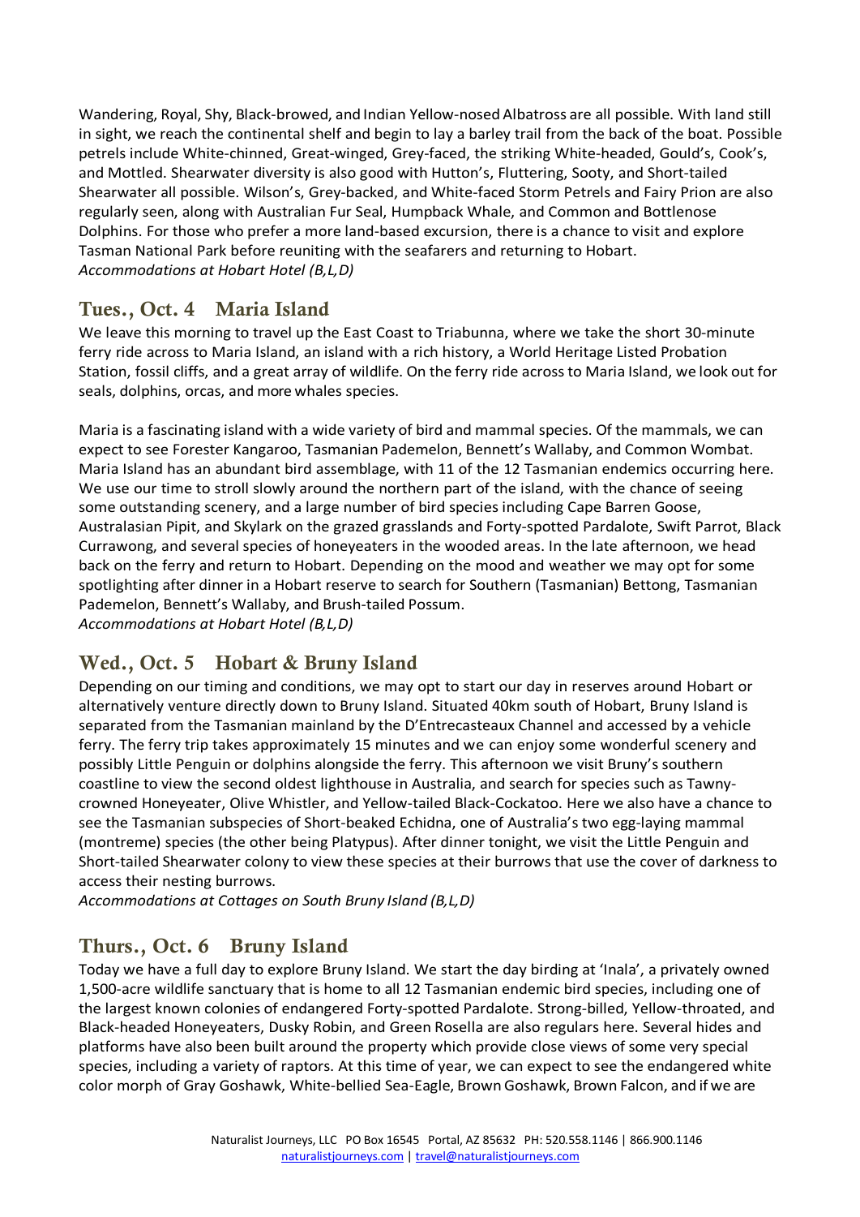Wandering, Royal, Shy, Black-browed, and Indian Yellow-nosed Albatross are all possible. With land still in sight, we reach the continental shelf and begin to lay a barley trail from the back of the boat. Possible petrels include White-chinned, Great-winged, Grey-faced, the striking White-headed, Gould's, Cook's, and Mottled. Shearwater diversity is also good with Hutton's, Fluttering, Sooty, and Short-tailed Shearwater all possible. Wilson's, Grey-backed, and White-faced Storm Petrels and Fairy Prion are also regularly seen, along with Australian Fur Seal, Humpback Whale, and Common and Bottlenose Dolphins. For those who prefer a more land-based excursion, there is a chance to visit and explore Tasman National Park before reuniting with the seafarers and returning to Hobart.
*Accommodations at Hobart Hotel (B,L,D)*

## Tues., Oct. 4 Maria Island

We leave this morning to travel up the East Coast to Triabunna, where we take the short 30-minute ferry ride across to Maria Island, an island with a rich history, a World Heritage Listed Probation Station, fossil cliffs, and a great array of wildlife. On the ferry ride across to Maria Island, we look out for seals, dolphins, orcas, and more whales species.

Maria is a fascinating island with a wide variety of bird and mammal species. Of the mammals, we can expect to see Forester Kangaroo, Tasmanian Pademelon, Bennett's Wallaby, and Common Wombat. Maria Island has an abundant bird assemblage, with 11 of the 12 Tasmanian endemics occurring here. We use our time to stroll slowly around the northern part of the island, with the chance of seeing some outstanding scenery, and a large number of bird species including Cape Barren Goose, Australasian Pipit, and Skylark on the grazed grasslands and Forty-spotted Pardalote, Swift Parrot, Black Currawong, and several species of honeyeaters in the wooded areas. In the late afternoon, we head back on the ferry and return to Hobart. Depending on the mood and weather we may opt for some spotlighting after dinner in a Hobart reserve to search for Southern (Tasmanian) Bettong, Tasmanian Pademelon, Bennett's Wallaby, and Brush-tailed Possum.
*Accommodations at Hobart Hotel (B,L,D)*

## Wed., Oct. 5 Hobart & Bruny Island

Depending on our timing and conditions, we may opt to start our day in reserves around Hobart or alternatively venture directly down to Bruny Island. Situated 40km south of Hobart, Bruny Island is separated from the Tasmanian mainland by the D'Entrecasteaux Channel and accessed by a vehicle ferry. The ferry trip takes approximately 15 minutes and we can enjoy some wonderful scenery and possibly Little Penguin or dolphins alongside the ferry. This afternoon we visit Bruny's southern coastline to view the second oldest lighthouse in Australia, and search for species such as Tawny-crowned Honeyeater, Olive Whistler, and Yellow-tailed Black-Cockatoo. Here we also have a chance to see the Tasmanian subspecies of Short-beaked Echidna, one of Australia's two egg-laying mammal (montreme) species (the other being Platypus). After dinner tonight, we visit the Little Penguin and Short-tailed Shearwater colony to view these species at their burrows that use the cover of darkness to access their nesting burrows.
*Accommodations at Cottages on South Bruny Island (B,L,D)*

## Thurs., Oct. 6 Bruny Island

Today we have a full day to explore Bruny Island. We start the day birding at 'Inala', a privately owned 1,500-acre wildlife sanctuary that is home to all 12 Tasmanian endemic bird species, including one of the largest known colonies of endangered Forty-spotted Pardalote. Strong-billed, Yellow-throated, and Black-headed Honeyeaters, Dusky Robin, and Green Rosella are also regulars here. Several hides and platforms have also been built around the property which provide close views of some very special species, including a variety of raptors. At this time of year, we can expect to see the endangered white color morph of Gray Goshawk, White-bellied Sea-Eagle, Brown Goshawk, Brown Falcon, and if we are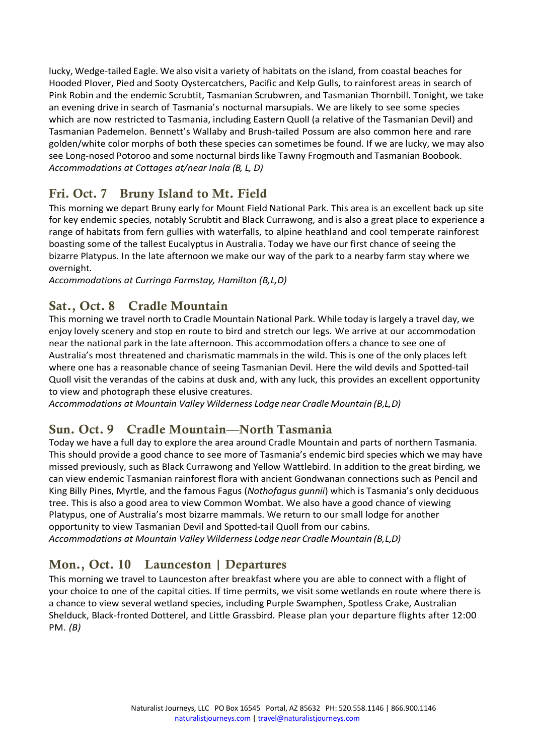lucky, Wedge-tailed Eagle. We also visit a variety of habitats on the island, from coastal beaches for Hooded Plover, Pied and Sooty Oystercatchers, Pacific and Kelp Gulls, to rainforest areas in search of Pink Robin and the endemic Scrubtit, Tasmanian Scrubwren, and Tasmanian Thornbill. Tonight, we take an evening drive in search of Tasmania's nocturnal marsupials. We are likely to see some species which are now restricted to Tasmania, including Eastern Quoll (a relative of the Tasmanian Devil) and Tasmanian Pademelon. Bennett's Wallaby and Brush-tailed Possum are also common here and rare golden/white color morphs of both these species can sometimes be found. If we are lucky, we may also see Long-nosed Potoroo and some nocturnal birds like Tawny Frogmouth and Tasmanian Boobook.
*Accommodations at Cottages at/near Inala (B, L, D)*

## Fri. Oct. 7 Bruny Island to Mt. Field

This morning we depart Bruny early for Mount Field National Park. This area is an excellent back up site for key endemic species, notably Scrubtit and Black Currawong, and is also a great place to experience a range of habitats from fern gullies with waterfalls, to alpine heathland and cool temperate rainforest boasting some of the tallest Eucalyptus in Australia. Today we have our first chance of seeing the bizarre Platypus. In the late afternoon we make our way of the park to a nearby farm stay where we overnight.
*Accommodations at Curringa Farmstay, Hamilton (B,L,D)*

## Sat., Oct. 8 Cradle Mountain

This morning we travel north to Cradle Mountain National Park. While today is largely a travel day, we enjoy lovely scenery and stop en route to bird and stretch our legs. We arrive at our accommodation near the national park in the late afternoon. This accommodation offers a chance to see one of Australia's most threatened and charismatic mammals in the wild. This is one of the only places left where one has a reasonable chance of seeing Tasmanian Devil. Here the wild devils and Spotted-tail Quoll visit the verandas of the cabins at dusk and, with any luck, this provides an excellent opportunity to view and photograph these elusive creatures.
*Accommodations at Mountain Valley Wilderness Lodge near Cradle Mountain (B,L,D)*

## Sun. Oct. 9 Cradle Mountain—North Tasmania

Today we have a full day to explore the area around Cradle Mountain and parts of northern Tasmania. This should provide a good chance to see more of Tasmania's endemic bird species which we may have missed previously, such as Black Currawong and Yellow Wattlebird. In addition to the great birding, we can view endemic Tasmanian rainforest flora with ancient Gondwanan connections such as Pencil and King Billy Pines, Myrtle, and the famous Fagus (*Nothofagus gunnii*) which is Tasmania's only deciduous tree. This is also a good area to view Common Wombat. We also have a good chance of viewing Platypus, one of Australia's most bizarre mammals. We return to our small lodge for another opportunity to view Tasmanian Devil and Spotted-tail Quoll from our cabins.
*Accommodations at Mountain Valley Wilderness Lodge near Cradle Mountain (B,L,D)*

## Mon., Oct. 10 Launceston | Departures

This morning we travel to Launceston after breakfast where you are able to connect with a flight of your choice to one of the capital cities. If time permits, we visit some wetlands en route where there is a chance to view several wetland species, including Purple Swamphen, Spotless Crake, Australian Shelduck, Black-fronted Dotterel, and Little Grassbird. Please plan your departure flights after 12:00 PM. *(B)*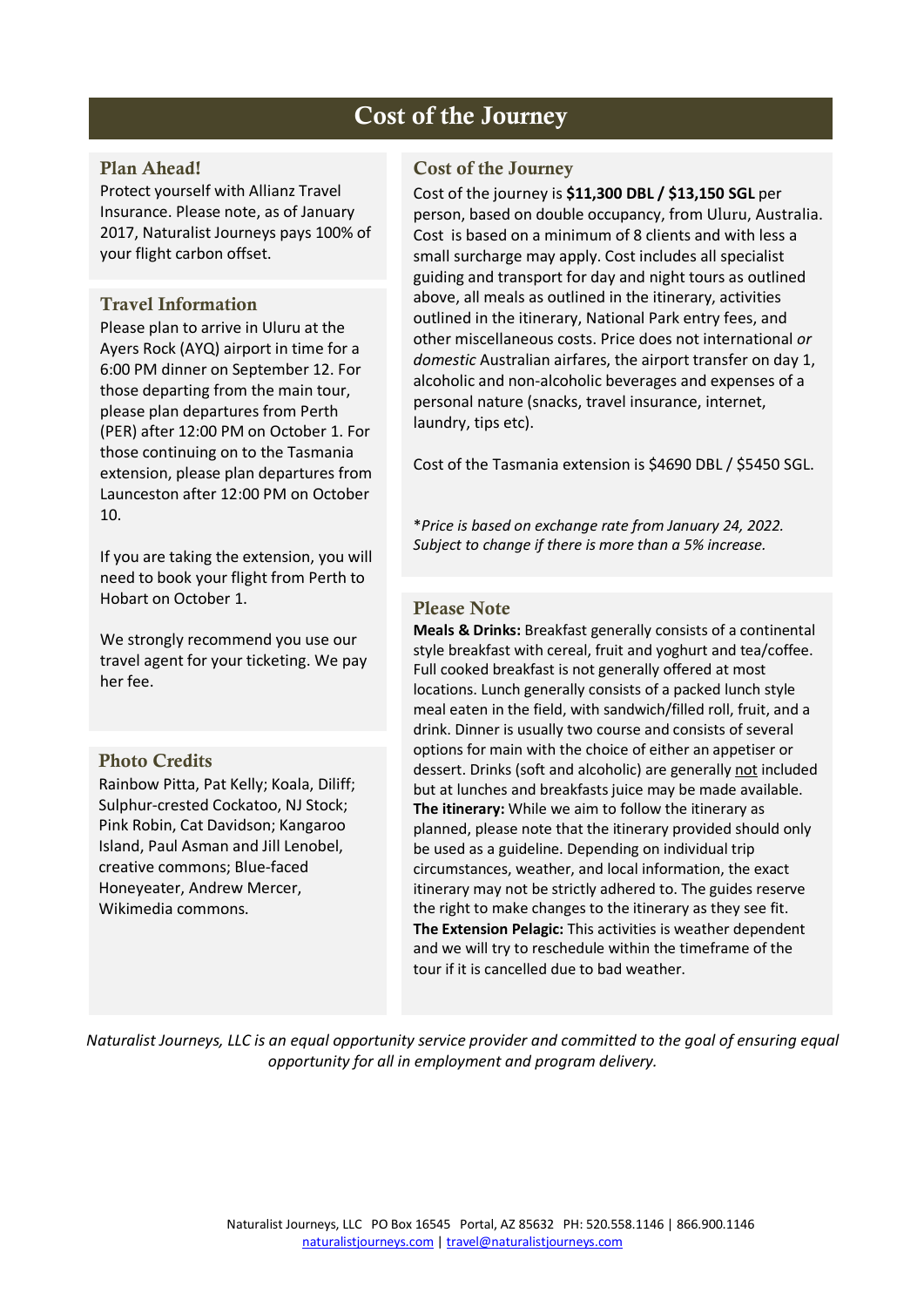# Cost of the Journey

## Plan Ahead!

Protect yourself with Allianz Travel Insurance. Please note, as of January 2017, Naturalist Journeys pays 100% of your flight carbon offset.

## Travel Information

Please plan to arrive in Uluru at the Ayers Rock (AYQ) airport in time for a 6:00 PM dinner on September 12. For those departing from the main tour, please plan departures from Perth (PER) after 12:00 PM on October 1. For those continuing on to the Tasmania extension, please plan departures from Launceston after 12:00 PM on October 10.

If you are taking the extension, you will need to book your flight from Perth to Hobart on October 1.

We strongly recommend you use our travel agent for your ticketing. We pay her fee.

## Photo Credits

Rainbow Pitta, Pat Kelly; Koala, Diliff; Sulphur-crested Cockatoo, NJ Stock; Pink Robin, Cat Davidson; Kangaroo Island, Paul Asman and Jill Lenobel, creative commons; Blue-faced Honeyeater, Andrew Mercer, Wikimedia commons.

## Cost of the Journey

Cost of the journey is **$11,300 DBL / $13,150 SGL** per person, based on double occupancy, from Uluru, Australia. Cost is based on a minimum of 8 clients and with less a small surcharge may apply. Cost includes all specialist guiding and transport for day and night tours as outlined above, all meals as outlined in the itinerary, activities outlined in the itinerary, National Park entry fees, and other miscellaneous costs. Price does not international *or domestic* Australian airfares, the airport transfer on day 1, alcoholic and non-alcoholic beverages and expenses of a personal nature (snacks, travel insurance, internet, laundry, tips etc).

Cost of the Tasmania extension is $4690 DBL / $5450 SGL.

*\*Price is based on exchange rate from January 24, 2022. Subject to change if there is more than a 5% increase.*

## Please Note

**Meals & Drinks:** Breakfast generally consists of a continental style breakfast with cereal, fruit and yoghurt and tea/coffee. Full cooked breakfast is not generally offered at most locations. Lunch generally consists of a packed lunch style meal eaten in the field, with sandwich/filled roll, fruit, and a drink. Dinner is usually two course and consists of several options for main with the choice of either an appetiser or dessert. Drinks (soft and alcoholic) are generally not included but at lunches and breakfasts juice may be made available.
**The itinerary:** While we aim to follow the itinerary as planned, please note that the itinerary provided should only be used as a guideline. Depending on individual trip circumstances, weather, and local information, the exact itinerary may not be strictly adhered to. The guides reserve the right to make changes to the itinerary as they see fit.
**The Extension Pelagic:** This activities is weather dependent and we will try to reschedule within the timeframe of the tour if it is cancelled due to bad weather.

*Naturalist Journeys, LLC is an equal opportunity service provider and committed to the goal of ensuring equal opportunity for all in employment and program delivery.*

Naturalist Journeys, LLC PO Box 16545 Portal, AZ 85632 PH: 520.558.1146 | 866.900.1146
naturalistjourneys.com | travel@naturalistjourneys.com